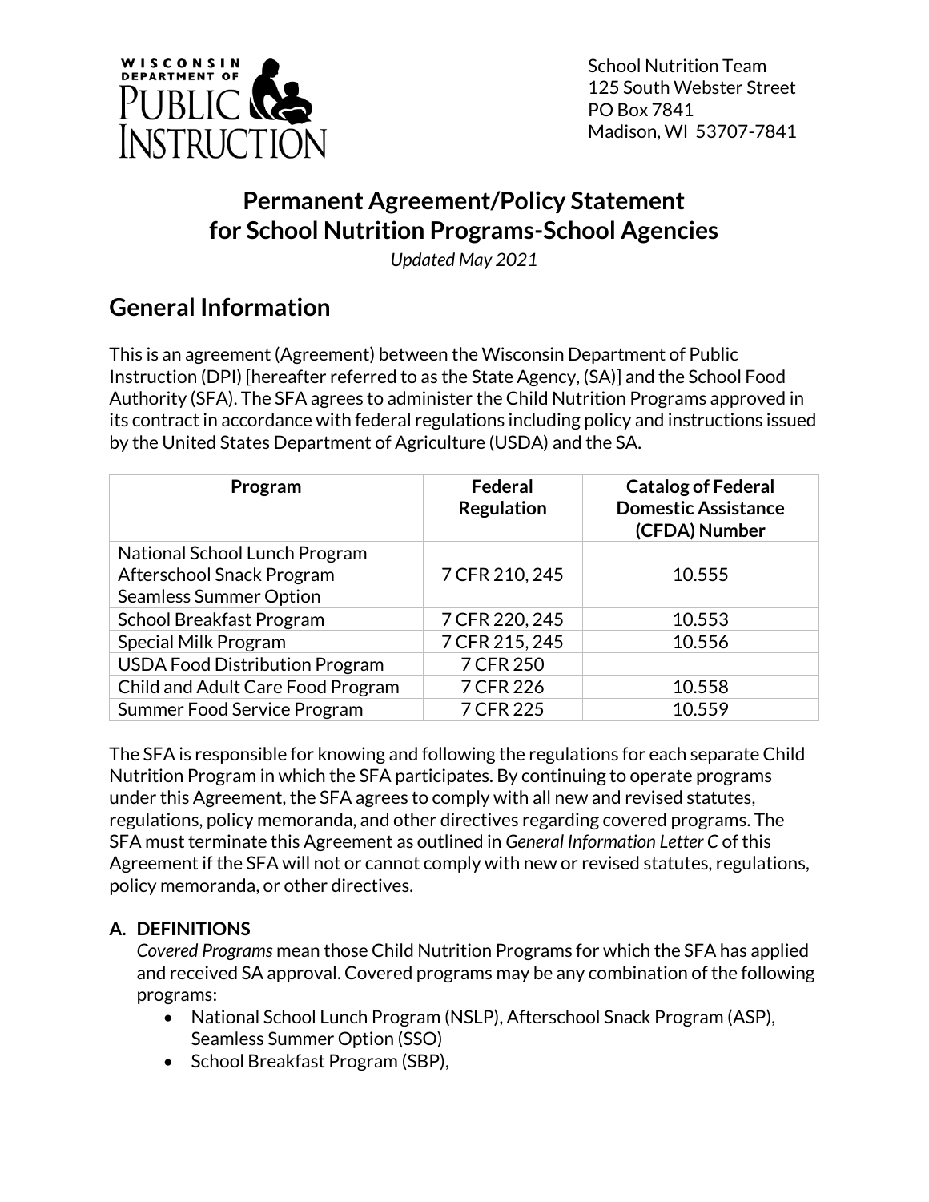School Nutrition Team
125 South Webster Street
PO Box 7841
Madison, WI 53707-7841

# Permanent Agreement/Policy Statement for School Nutrition Programs-School Agencies

*Updated May 2021*

## General Information

This is an agreement (Agreement) between the Wisconsin Department of Public Instruction (DPI) [hereafter referred to as the State Agency, (SA)] and the School Food Authority (SFA). The SFA agrees to administer the Child Nutrition Programs approved in its contract in accordance with federal regulations including policy and instructions issued by the United States Department of Agriculture (USDA) and the SA.

| Program | Federal Regulation | Catalog of Federal Domestic Assistance (CFDA) Number |
|---|---|---|
| National School Lunch Program<br>Afterschool Snack Program<br>Seamless Summer Option | 7 CFR 210, 245 | 10.555 |
| School Breakfast Program | 7 CFR 220, 245 | 10.553 |
| Special Milk Program | 7 CFR 215, 245 | 10.556 |
| USDA Food Distribution Program | 7 CFR 250 | |
| Child and Adult Care Food Program | 7 CFR 226 | 10.558 |
| Summer Food Service Program | 7 CFR 225 | 10.559 |

The SFA is responsible for knowing and following the regulations for each separate Child Nutrition Program in which the SFA participates. By continuing to operate programs under this Agreement, the SFA agrees to comply with all new and revised statutes, regulations, policy memoranda, and other directives regarding covered programs. The SFA must terminate this Agreement as outlined in *General Information Letter C* of this Agreement if the SFA will not or cannot comply with new or revised statutes, regulations, policy memoranda, or other directives.

### A. DEFINITIONS

*Covered Programs* mean those Child Nutrition Programs for which the SFA has applied and received SA approval. Covered programs may be any combination of the following programs:

- National School Lunch Program (NSLP), Afterschool Snack Program (ASP), Seamless Summer Option (SSO)
- School Breakfast Program (SBP),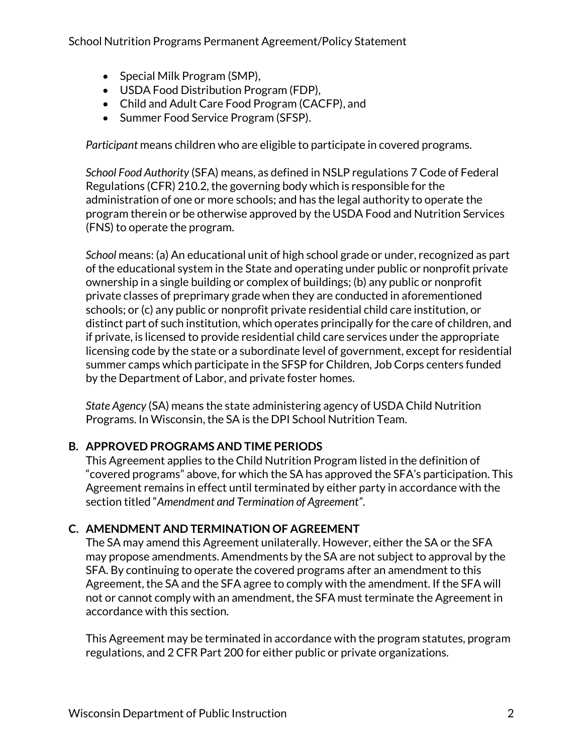- Special Milk Program (SMP),
- USDA Food Distribution Program (FDP),
- Child and Adult Care Food Program (CACFP), and
- Summer Food Service Program (SFSP).

*Participant* means children who are eligible to participate in covered programs.

*School Food Authority* (SFA) means, as defined in NSLP regulations 7 Code of Federal Regulations (CFR) 210.2, the governing body which is responsible for the administration of one or more schools; and has the legal authority to operate the program therein or be otherwise approved by the USDA Food and Nutrition Services (FNS) to operate the program.

*School* means: (a) An educational unit of high school grade or under, recognized as part of the educational system in the State and operating under public or nonprofit private ownership in a single building or complex of buildings; (b) any public or nonprofit private classes of preprimary grade when they are conducted in aforementioned schools; or (c) any public or nonprofit private residential child care institution, or distinct part of such institution, which operates principally for the care of children, and if private, is licensed to provide residential child care services under the appropriate licensing code by the state or a subordinate level of government, except for residential summer camps which participate in the SFSP for Children, Job Corps centers funded by the Department of Labor, and private foster homes.

*State Agency* (SA) means the state administering agency of USDA Child Nutrition Programs. In Wisconsin, the SA is the DPI School Nutrition Team.

## B. APPROVED PROGRAMS AND TIME PERIODS

This Agreement applies to the Child Nutrition Program listed in the definition of "covered programs" above, for which the SA has approved the SFA's participation. This Agreement remains in effect until terminated by either party in accordance with the section titled "*Amendment and Termination of Agreement*".

## C. AMENDMENT AND TERMINATION OF AGREEMENT

The SA may amend this Agreement unilaterally. However, either the SA or the SFA may propose amendments. Amendments by the SA are not subject to approval by the SFA. By continuing to operate the covered programs after an amendment to this Agreement, the SA and the SFA agree to comply with the amendment. If the SFA will not or cannot comply with an amendment, the SFA must terminate the Agreement in accordance with this section.

This Agreement may be terminated in accordance with the program statutes, program regulations, and 2 CFR Part 200 for either public or private organizations.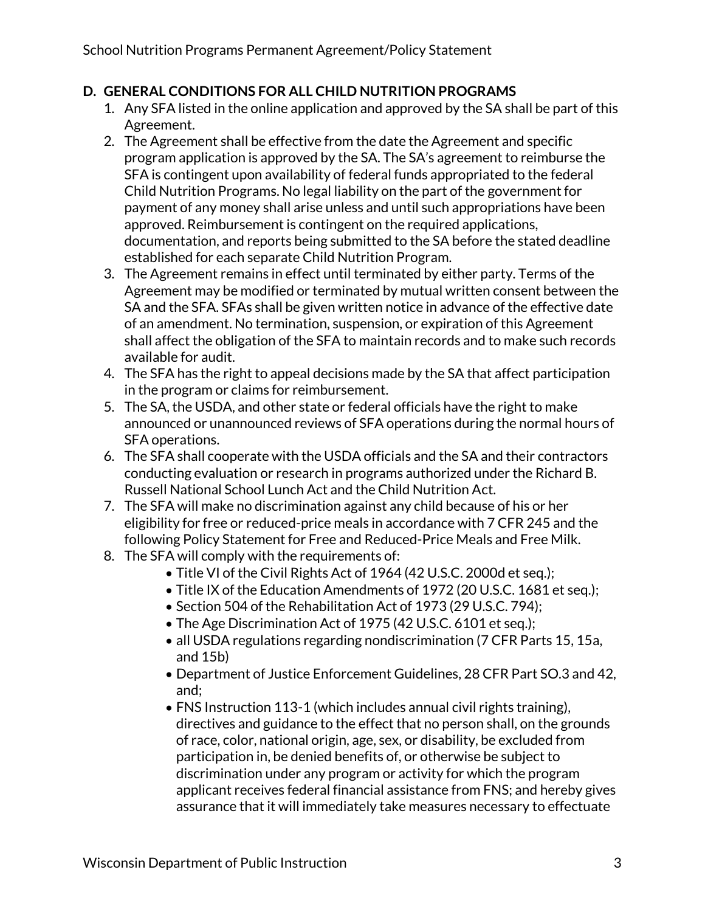## D. GENERAL CONDITIONS FOR ALL CHILD NUTRITION PROGRAMS

1. Any SFA listed in the online application and approved by the SA shall be part of this Agreement.
2. The Agreement shall be effective from the date the Agreement and specific program application is approved by the SA. The SA's agreement to reimburse the SFA is contingent upon availability of federal funds appropriated to the federal Child Nutrition Programs. No legal liability on the part of the government for payment of any money shall arise unless and until such appropriations have been approved. Reimbursement is contingent on the required applications, documentation, and reports being submitted to the SA before the stated deadline established for each separate Child Nutrition Program.
3. The Agreement remains in effect until terminated by either party. Terms of the Agreement may be modified or terminated by mutual written consent between the SA and the SFA. SFAs shall be given written notice in advance of the effective date of an amendment. No termination, suspension, or expiration of this Agreement shall affect the obligation of the SFA to maintain records and to make such records available for audit.
4. The SFA has the right to appeal decisions made by the SA that affect participation in the program or claims for reimbursement.
5. The SA, the USDA, and other state or federal officials have the right to make announced or unannounced reviews of SFA operations during the normal hours of SFA operations.
6. The SFA shall cooperate with the USDA officials and the SA and their contractors conducting evaluation or research in programs authorized under the Richard B. Russell National School Lunch Act and the Child Nutrition Act.
7. The SFA will make no discrimination against any child because of his or her eligibility for free or reduced-price meals in accordance with 7 CFR 245 and the following Policy Statement for Free and Reduced-Price Meals and Free Milk.
8. The SFA will comply with the requirements of:
   - Title VI of the Civil Rights Act of 1964 (42 U.S.C. 2000d et seq.);
   - Title IX of the Education Amendments of 1972 (20 U.S.C. 1681 et seq.);
   - Section 504 of the Rehabilitation Act of 1973 (29 U.S.C. 794);
   - The Age Discrimination Act of 1975 (42 U.S.C. 6101 et seq.);
   - all USDA regulations regarding nondiscrimination (7 CFR Parts 15, 15a, and 15b)
   - Department of Justice Enforcement Guidelines, 28 CFR Part SO.3 and 42, and;
   - FNS Instruction 113-1 (which includes annual civil rights training), directives and guidance to the effect that no person shall, on the grounds of race, color, national origin, age, sex, or disability, be excluded from participation in, be denied benefits of, or otherwise be subject to discrimination under any program or activity for which the program applicant receives federal financial assistance from FNS; and hereby gives assurance that it will immediately take measures necessary to effectuate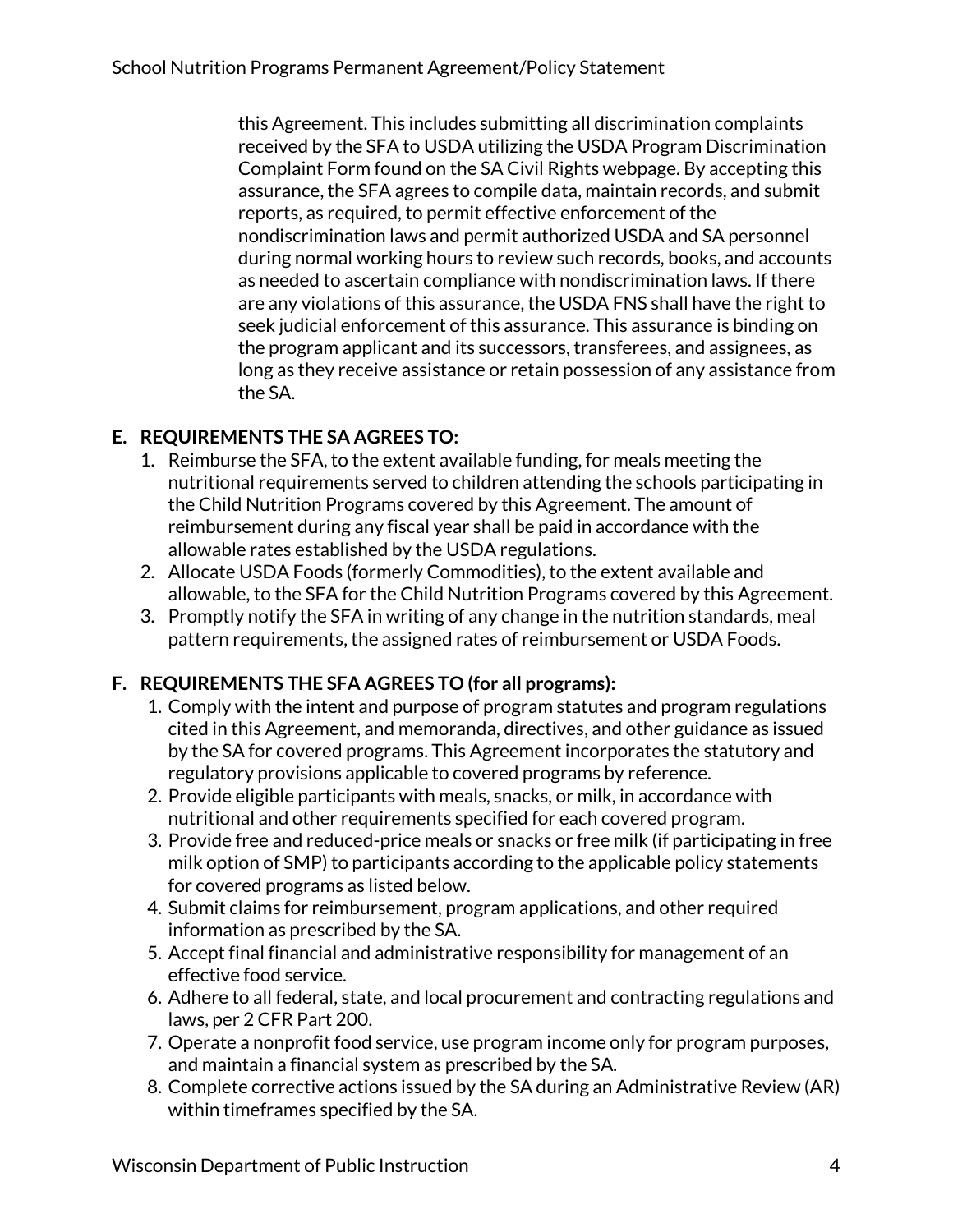this Agreement. This includes submitting all discrimination complaints received by the SFA to USDA utilizing the USDA Program Discrimination Complaint Form found on the SA Civil Rights webpage. By accepting this assurance, the SFA agrees to compile data, maintain records, and submit reports, as required, to permit effective enforcement of the nondiscrimination laws and permit authorized USDA and SA personnel during normal working hours to review such records, books, and accounts as needed to ascertain compliance with nondiscrimination laws. If there are any violations of this assurance, the USDA FNS shall have the right to seek judicial enforcement of this assurance. This assurance is binding on the program applicant and its successors, transferees, and assignees, as long as they receive assistance or retain possession of any assistance from the SA.

**E. REQUIREMENTS THE SA AGREES TO:**

1. Reimburse the SFA, to the extent available funding, for meals meeting the nutritional requirements served to children attending the schools participating in the Child Nutrition Programs covered by this Agreement. The amount of reimbursement during any fiscal year shall be paid in accordance with the allowable rates established by the USDA regulations.
2. Allocate USDA Foods (formerly Commodities), to the extent available and allowable, to the SFA for the Child Nutrition Programs covered by this Agreement.
3. Promptly notify the SFA in writing of any change in the nutrition standards, meal pattern requirements, the assigned rates of reimbursement or USDA Foods.

**F. REQUIREMENTS THE SFA AGREES TO (for all programs):**

1. Comply with the intent and purpose of program statutes and program regulations cited in this Agreement, and memoranda, directives, and other guidance as issued by the SA for covered programs. This Agreement incorporates the statutory and regulatory provisions applicable to covered programs by reference.
2. Provide eligible participants with meals, snacks, or milk, in accordance with nutritional and other requirements specified for each covered program.
3. Provide free and reduced-price meals or snacks or free milk (if participating in free milk option of SMP) to participants according to the applicable policy statements for covered programs as listed below.
4. Submit claims for reimbursement, program applications, and other required information as prescribed by the SA.
5. Accept final financial and administrative responsibility for management of an effective food service.
6. Adhere to all federal, state, and local procurement and contracting regulations and laws, per 2 CFR Part 200.
7. Operate a nonprofit food service, use program income only for program purposes, and maintain a financial system as prescribed by the SA.
8. Complete corrective actions issued by the SA during an Administrative Review (AR) within timeframes specified by the SA.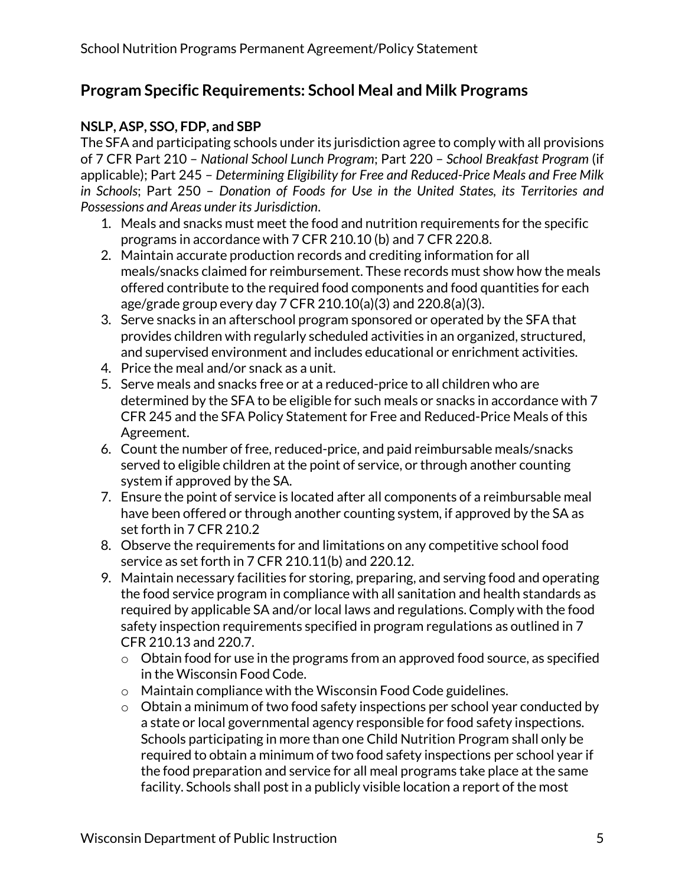## Program Specific Requirements: School Meal and Milk Programs

### NSLP, ASP, SSO, FDP, and SBP

The SFA and participating schools under its jurisdiction agree to comply with all provisions of 7 CFR Part 210 – *National School Lunch Program*; Part 220 – *School Breakfast Program* (if applicable); Part 245 – *Determining Eligibility for Free and Reduced-Price Meals and Free Milk in Schools*; Part 250 – *Donation of Foods for Use in the United States, its Territories and Possessions and Areas under its Jurisdiction*.

1. Meals and snacks must meet the food and nutrition requirements for the specific programs in accordance with 7 CFR 210.10 (b) and 7 CFR 220.8.
2. Maintain accurate production records and crediting information for all meals/snacks claimed for reimbursement. These records must show how the meals offered contribute to the required food components and food quantities for each age/grade group every day 7 CFR 210.10(a)(3) and 220.8(a)(3).
3. Serve snacks in an afterschool program sponsored or operated by the SFA that provides children with regularly scheduled activities in an organized, structured, and supervised environment and includes educational or enrichment activities.
4. Price the meal and/or snack as a unit.
5. Serve meals and snacks free or at a reduced-price to all children who are determined by the SFA to be eligible for such meals or snacks in accordance with 7 CFR 245 and the SFA Policy Statement for Free and Reduced-Price Meals of this Agreement.
6. Count the number of free, reduced-price, and paid reimbursable meals/snacks served to eligible children at the point of service, or through another counting system if approved by the SA.
7. Ensure the point of service is located after all components of a reimbursable meal have been offered or through another counting system, if approved by the SA as set forth in 7 CFR 210.2
8. Observe the requirements for and limitations on any competitive school food service as set forth in 7 CFR 210.11(b) and 220.12.
9. Maintain necessary facilities for storing, preparing, and serving food and operating the food service program in compliance with all sanitation and health standards as required by applicable SA and/or local laws and regulations. Comply with the food safety inspection requirements specified in program regulations as outlined in 7 CFR 210.13 and 220.7.
   - Obtain food for use in the programs from an approved food source, as specified in the Wisconsin Food Code.
   - Maintain compliance with the Wisconsin Food Code guidelines.
   - Obtain a minimum of two food safety inspections per school year conducted by a state or local governmental agency responsible for food safety inspections. Schools participating in more than one Child Nutrition Program shall only be required to obtain a minimum of two food safety inspections per school year if the food preparation and service for all meal programs take place at the same facility. Schools shall post in a publicly visible location a report of the most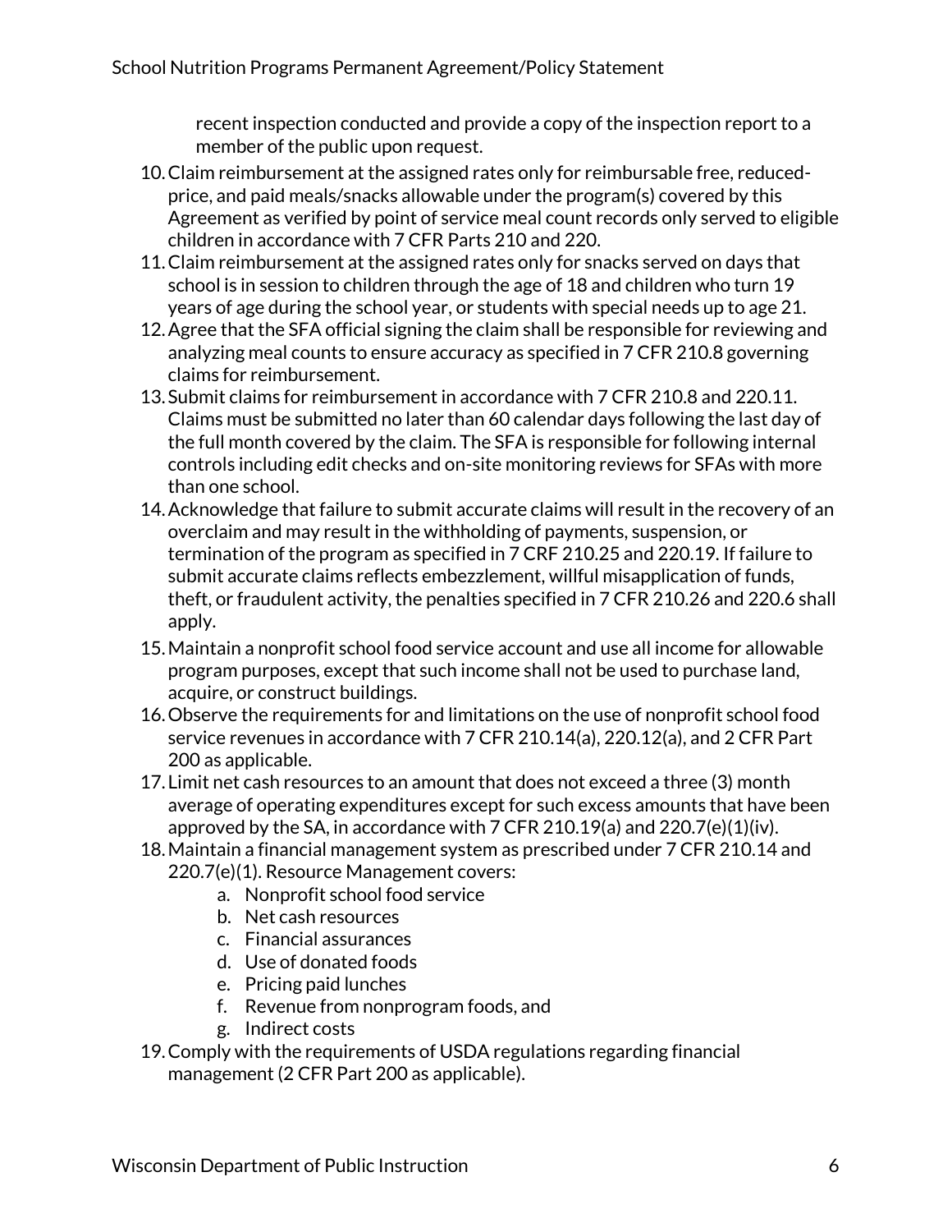recent inspection conducted and provide a copy of the inspection report to a member of the public upon request.

10. Claim reimbursement at the assigned rates only for reimbursable free, reduced-price, and paid meals/snacks allowable under the program(s) covered by this Agreement as verified by point of service meal count records only served to eligible children in accordance with 7 CFR Parts 210 and 220.
11. Claim reimbursement at the assigned rates only for snacks served on days that school is in session to children through the age of 18 and children who turn 19 years of age during the school year, or students with special needs up to age 21.
12. Agree that the SFA official signing the claim shall be responsible for reviewing and analyzing meal counts to ensure accuracy as specified in 7 CFR 210.8 governing claims for reimbursement.
13. Submit claims for reimbursement in accordance with 7 CFR 210.8 and 220.11. Claims must be submitted no later than 60 calendar days following the last day of the full month covered by the claim. The SFA is responsible for following internal controls including edit checks and on-site monitoring reviews for SFAs with more than one school.
14. Acknowledge that failure to submit accurate claims will result in the recovery of an overclaim and may result in the withholding of payments, suspension, or termination of the program as specified in 7 CRF 210.25 and 220.19. If failure to submit accurate claims reflects embezzlement, willful misapplication of funds, theft, or fraudulent activity, the penalties specified in 7 CFR 210.26 and 220.6 shall apply.
15. Maintain a nonprofit school food service account and use all income for allowable program purposes, except that such income shall not be used to purchase land, acquire, or construct buildings.
16. Observe the requirements for and limitations on the use of nonprofit school food service revenues in accordance with 7 CFR 210.14(a), 220.12(a), and 2 CFR Part 200 as applicable.
17. Limit net cash resources to an amount that does not exceed a three (3) month average of operating expenditures except for such excess amounts that have been approved by the SA, in accordance with 7 CFR 210.19(a) and 220.7(e)(1)(iv).
18. Maintain a financial management system as prescribed under 7 CFR 210.14 and 220.7(e)(1). Resource Management covers:
    a. Nonprofit school food service
    b. Net cash resources
    c. Financial assurances
    d. Use of donated foods
    e. Pricing paid lunches
    f. Revenue from nonprogram foods, and
    g. Indirect costs
19. Comply with the requirements of USDA regulations regarding financial management (2 CFR Part 200 as applicable).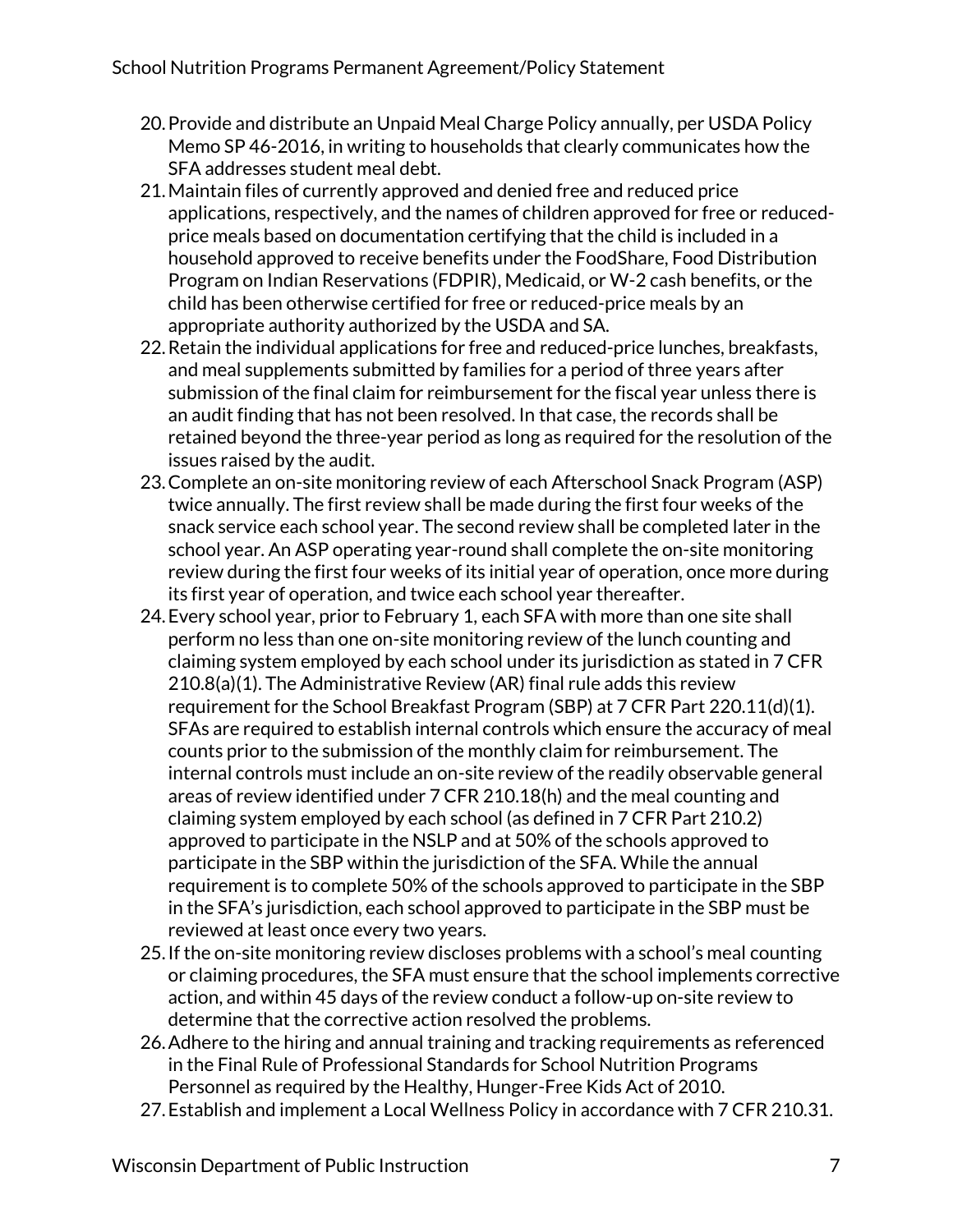20. Provide and distribute an Unpaid Meal Charge Policy annually, per USDA Policy Memo SP 46-2016, in writing to households that clearly communicates how the SFA addresses student meal debt.
21. Maintain files of currently approved and denied free and reduced price applications, respectively, and the names of children approved for free or reduced-price meals based on documentation certifying that the child is included in a household approved to receive benefits under the FoodShare, Food Distribution Program on Indian Reservations (FDPIR), Medicaid, or W-2 cash benefits, or the child has been otherwise certified for free or reduced-price meals by an appropriate authority authorized by the USDA and SA.
22. Retain the individual applications for free and reduced-price lunches, breakfasts, and meal supplements submitted by families for a period of three years after submission of the final claim for reimbursement for the fiscal year unless there is an audit finding that has not been resolved. In that case, the records shall be retained beyond the three-year period as long as required for the resolution of the issues raised by the audit.
23. Complete an on-site monitoring review of each Afterschool Snack Program (ASP) twice annually. The first review shall be made during the first four weeks of the snack service each school year. The second review shall be completed later in the school year. An ASP operating year-round shall complete the on-site monitoring review during the first four weeks of its initial year of operation, once more during its first year of operation, and twice each school year thereafter.
24. Every school year, prior to February 1, each SFA with more than one site shall perform no less than one on-site monitoring review of the lunch counting and claiming system employed by each school under its jurisdiction as stated in 7 CFR 210.8(a)(1). The Administrative Review (AR) final rule adds this review requirement for the School Breakfast Program (SBP) at 7 CFR Part 220.11(d)(1). SFAs are required to establish internal controls which ensure the accuracy of meal counts prior to the submission of the monthly claim for reimbursement. The internal controls must include an on-site review of the readily observable general areas of review identified under 7 CFR 210.18(h) and the meal counting and claiming system employed by each school (as defined in 7 CFR Part 210.2) approved to participate in the NSLP and at 50% of the schools approved to participate in the SBP within the jurisdiction of the SFA. While the annual requirement is to complete 50% of the schools approved to participate in the SBP in the SFA's jurisdiction, each school approved to participate in the SBP must be reviewed at least once every two years.
25. If the on-site monitoring review discloses problems with a school's meal counting or claiming procedures, the SFA must ensure that the school implements corrective action, and within 45 days of the review conduct a follow-up on-site review to determine that the corrective action resolved the problems.
26. Adhere to the hiring and annual training and tracking requirements as referenced in the Final Rule of Professional Standards for School Nutrition Programs Personnel as required by the Healthy, Hunger-Free Kids Act of 2010.
27. Establish and implement a Local Wellness Policy in accordance with 7 CFR 210.31.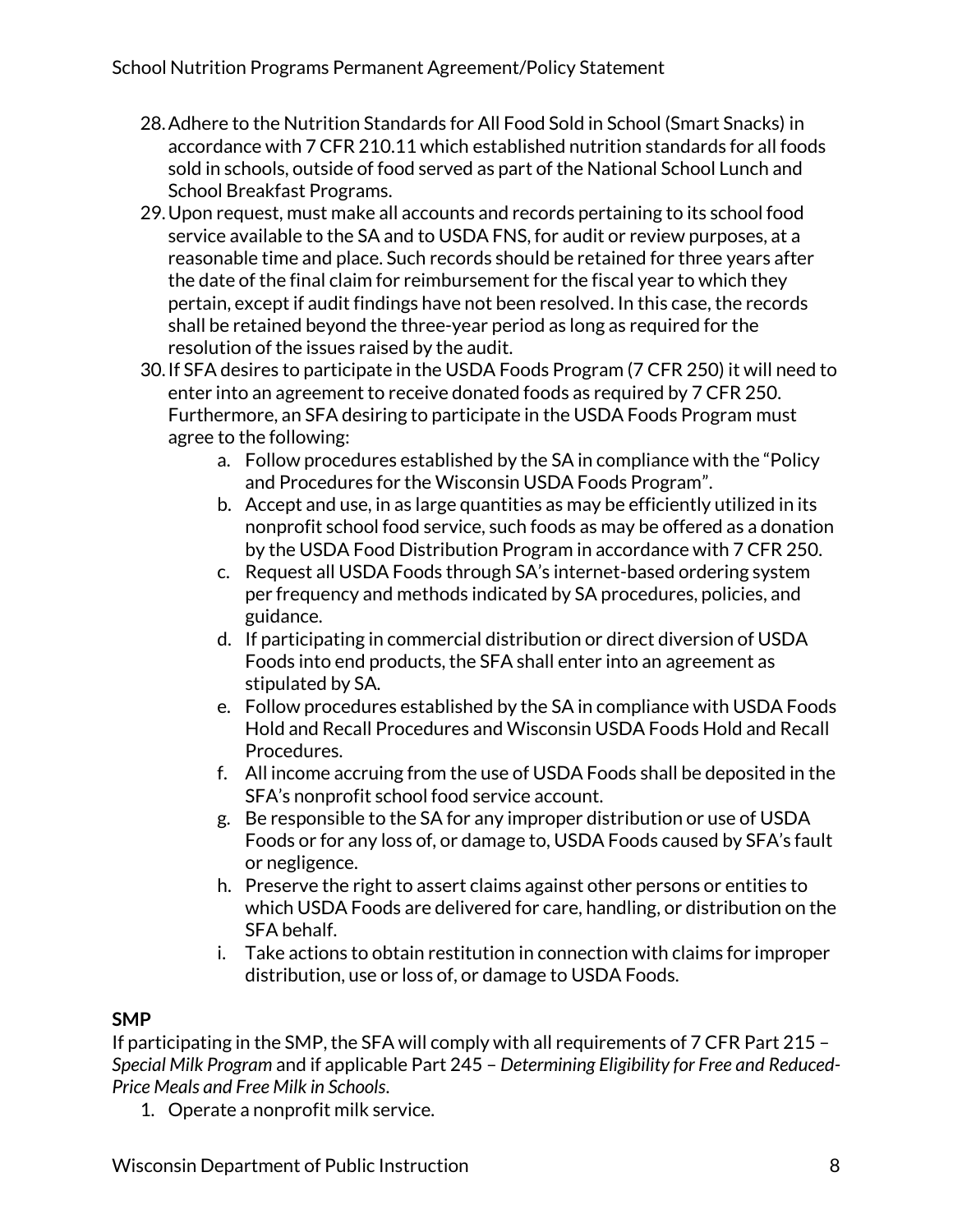28. Adhere to the Nutrition Standards for All Food Sold in School (Smart Snacks) in accordance with 7 CFR 210.11 which established nutrition standards for all foods sold in schools, outside of food served as part of the National School Lunch and School Breakfast Programs.
29. Upon request, must make all accounts and records pertaining to its school food service available to the SA and to USDA FNS, for audit or review purposes, at a reasonable time and place. Such records should be retained for three years after the date of the final claim for reimbursement for the fiscal year to which they pertain, except if audit findings have not been resolved. In this case, the records shall be retained beyond the three-year period as long as required for the resolution of the issues raised by the audit.
30. If SFA desires to participate in the USDA Foods Program (7 CFR 250) it will need to enter into an agreement to receive donated foods as required by 7 CFR 250. Furthermore, an SFA desiring to participate in the USDA Foods Program must agree to the following:
    a. Follow procedures established by the SA in compliance with the "Policy and Procedures for the Wisconsin USDA Foods Program".
    b. Accept and use, in as large quantities as may be efficiently utilized in its nonprofit school food service, such foods as may be offered as a donation by the USDA Food Distribution Program in accordance with 7 CFR 250.
    c. Request all USDA Foods through SA's internet-based ordering system per frequency and methods indicated by SA procedures, policies, and guidance.
    d. If participating in commercial distribution or direct diversion of USDA Foods into end products, the SFA shall enter into an agreement as stipulated by SA.
    e. Follow procedures established by the SA in compliance with USDA Foods Hold and Recall Procedures and Wisconsin USDA Foods Hold and Recall Procedures.
    f. All income accruing from the use of USDA Foods shall be deposited in the SFA's nonprofit school food service account.
    g. Be responsible to the SA for any improper distribution or use of USDA Foods or for any loss of, or damage to, USDA Foods caused by SFA's fault or negligence.
    h. Preserve the right to assert claims against other persons or entities to which USDA Foods are delivered for care, handling, or distribution on the SFA behalf.
    i. Take actions to obtain restitution in connection with claims for improper distribution, use or loss of, or damage to USDA Foods.

**SMP**

If participating in the SMP, the SFA will comply with all requirements of 7 CFR Part 215 – *Special Milk Program* and if applicable Part 245 – *Determining Eligibility for Free and Reduced-Price Meals and Free Milk in Schools*.

1. Operate a nonprofit milk service.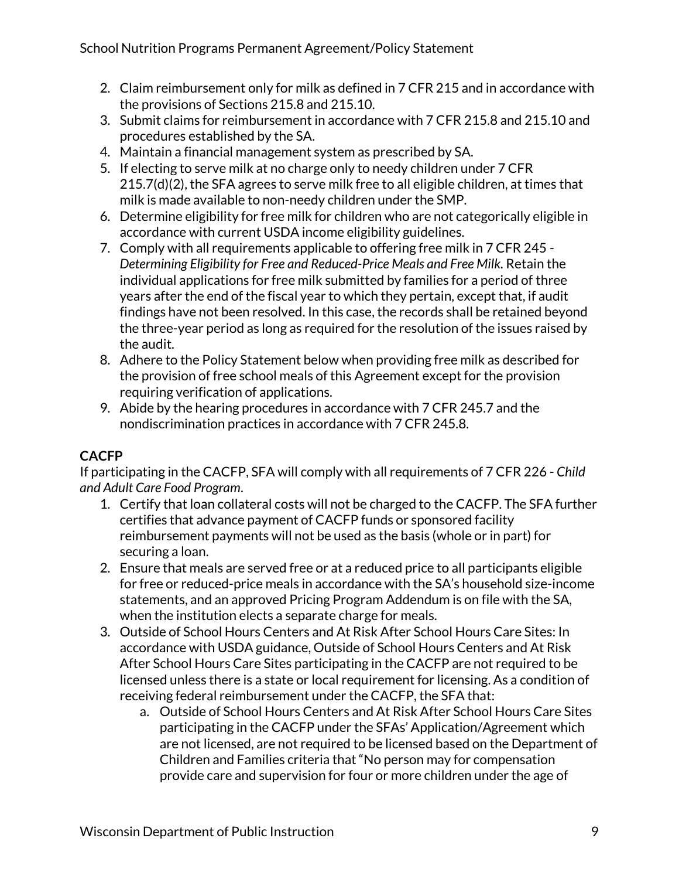2. Claim reimbursement only for milk as defined in 7 CFR 215 and in accordance with the provisions of Sections 215.8 and 215.10.
3. Submit claims for reimbursement in accordance with 7 CFR 215.8 and 215.10 and procedures established by the SA.
4. Maintain a financial management system as prescribed by SA.
5. If electing to serve milk at no charge only to needy children under 7 CFR 215.7(d)(2), the SFA agrees to serve milk free to all eligible children, at times that milk is made available to non-needy children under the SMP.
6. Determine eligibility for free milk for children who are not categorically eligible in accordance with current USDA income eligibility guidelines.
7. Comply with all requirements applicable to offering free milk in 7 CFR 245 - *Determining Eligibility for Free and Reduced-Price Meals and Free Milk.* Retain the individual applications for free milk submitted by families for a period of three years after the end of the fiscal year to which they pertain, except that, if audit findings have not been resolved. In this case, the records shall be retained beyond the three-year period as long as required for the resolution of the issues raised by the audit.
8. Adhere to the Policy Statement below when providing free milk as described for the provision of free school meals of this Agreement except for the provision requiring verification of applications.
9. Abide by the hearing procedures in accordance with 7 CFR 245.7 and the nondiscrimination practices in accordance with 7 CFR 245.8.

**CACFP**

If participating in the CACFP, SFA will comply with all requirements of 7 CFR 226 - *Child and Adult Care Food Program*.

1. Certify that loan collateral costs will not be charged to the CACFP. The SFA further certifies that advance payment of CACFP funds or sponsored facility reimbursement payments will not be used as the basis (whole or in part) for securing a loan.
2. Ensure that meals are served free or at a reduced price to all participants eligible for free or reduced-price meals in accordance with the SA's household size-income statements, and an approved Pricing Program Addendum is on file with the SA, when the institution elects a separate charge for meals.
3. Outside of School Hours Centers and At Risk After School Hours Care Sites: In accordance with USDA guidance, Outside of School Hours Centers and At Risk After School Hours Care Sites participating in the CACFP are not required to be licensed unless there is a state or local requirement for licensing. As a condition of receiving federal reimbursement under the CACFP, the SFA that:
    a. Outside of School Hours Centers and At Risk After School Hours Care Sites participating in the CACFP under the SFAs' Application/Agreement which are not licensed, are not required to be licensed based on the Department of Children and Families criteria that "No person may for compensation provide care and supervision for four or more children under the age of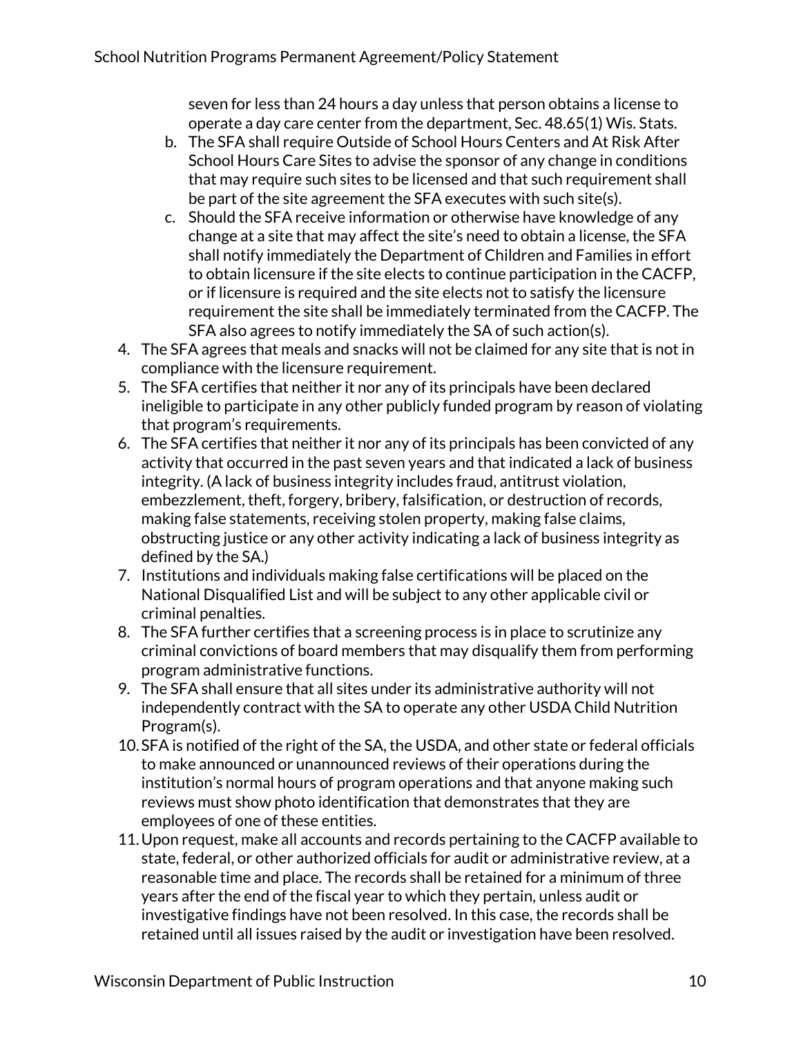seven for less than 24 hours a day unless that person obtains a license to operate a day care center from the department, Sec. 48.65(1) Wis. Stats.

   b. The SFA shall require Outside of School Hours Centers and At Risk After School Hours Care Sites to advise the sponsor of any change in conditions that may require such sites to be licensed and that such requirement shall be part of the site agreement the SFA executes with such site(s).
   c. Should the SFA receive information or otherwise have knowledge of any change at a site that may affect the site's need to obtain a license, the SFA shall notify immediately the Department of Children and Families in effort to obtain licensure if the site elects to continue participation in the CACFP, or if licensure is required and the site elects not to satisfy the licensure requirement the site shall be immediately terminated from the CACFP. The SFA also agrees to notify immediately the SA of such action(s).

4. The SFA agrees that meals and snacks will not be claimed for any site that is not in compliance with the licensure requirement.
5. The SFA certifies that neither it nor any of its principals have been declared ineligible to participate in any other publicly funded program by reason of violating that program's requirements.
6. The SFA certifies that neither it nor any of its principals has been convicted of any activity that occurred in the past seven years and that indicated a lack of business integrity. (A lack of business integrity includes fraud, antitrust violation, embezzlement, theft, forgery, bribery, falsification, or destruction of records, making false statements, receiving stolen property, making false claims, obstructing justice or any other activity indicating a lack of business integrity as defined by the SA.)
7. Institutions and individuals making false certifications will be placed on the National Disqualified List and will be subject to any other applicable civil or criminal penalties.
8. The SFA further certifies that a screening process is in place to scrutinize any criminal convictions of board members that may disqualify them from performing program administrative functions.
9. The SFA shall ensure that all sites under its administrative authority will not independently contract with the SA to operate any other USDA Child Nutrition Program(s).
10. SFA is notified of the right of the SA, the USDA, and other state or federal officials to make announced or unannounced reviews of their operations during the institution's normal hours of program operations and that anyone making such reviews must show photo identification that demonstrates that they are employees of one of these entities.
11. Upon request, make all accounts and records pertaining to the CACFP available to state, federal, or other authorized officials for audit or administrative review, at a reasonable time and place. The records shall be retained for a minimum of three years after the end of the fiscal year to which they pertain, unless audit or investigative findings have not been resolved. In this case, the records shall be retained until all issues raised by the audit or investigation have been resolved.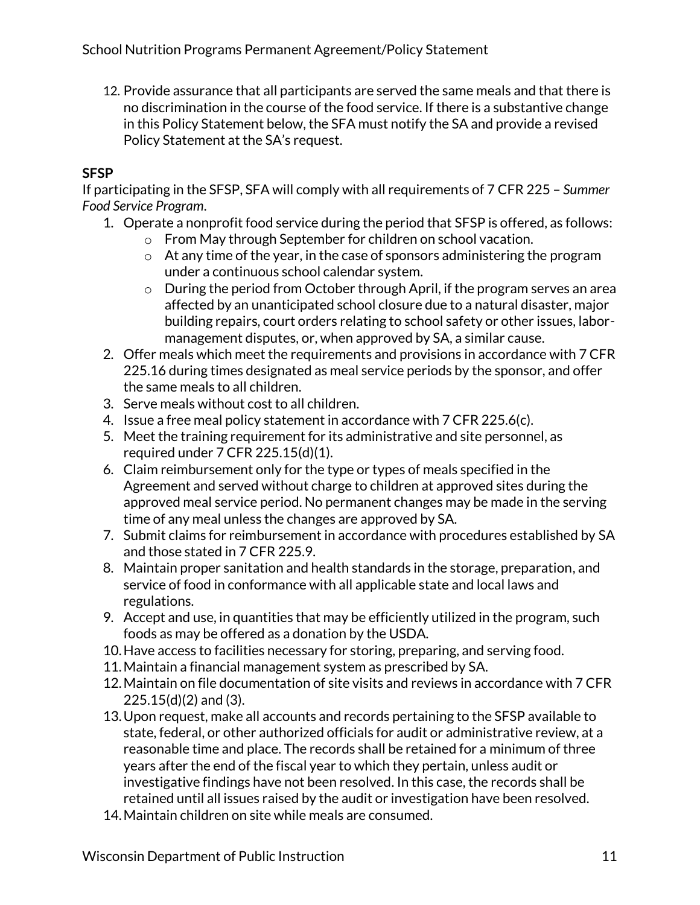12. Provide assurance that all participants are served the same meals and that there is no discrimination in the course of the food service. If there is a substantive change in this Policy Statement below, the SFA must notify the SA and provide a revised Policy Statement at the SA's request.

**SFSP**

If participating in the SFSP, SFA will comply with all requirements of 7 CFR 225 – *Summer Food Service Program*.

1. Operate a nonprofit food service during the period that SFSP is offered, as follows:
   - From May through September for children on school vacation.
   - At any time of the year, in the case of sponsors administering the program under a continuous school calendar system.
   - During the period from October through April, if the program serves an area affected by an unanticipated school closure due to a natural disaster, major building repairs, court orders relating to school safety or other issues, labor-management disputes, or, when approved by SA, a similar cause.
2. Offer meals which meet the requirements and provisions in accordance with 7 CFR 225.16 during times designated as meal service periods by the sponsor, and offer the same meals to all children.
3. Serve meals without cost to all children.
4. Issue a free meal policy statement in accordance with 7 CFR 225.6(c).
5. Meet the training requirement for its administrative and site personnel, as required under 7 CFR 225.15(d)(1).
6. Claim reimbursement only for the type or types of meals specified in the Agreement and served without charge to children at approved sites during the approved meal service period. No permanent changes may be made in the serving time of any meal unless the changes are approved by SA.
7. Submit claims for reimbursement in accordance with procedures established by SA and those stated in 7 CFR 225.9.
8. Maintain proper sanitation and health standards in the storage, preparation, and service of food in conformance with all applicable state and local laws and regulations.
9. Accept and use, in quantities that may be efficiently utilized in the program, such foods as may be offered as a donation by the USDA.
10. Have access to facilities necessary for storing, preparing, and serving food.
11. Maintain a financial management system as prescribed by SA.
12. Maintain on file documentation of site visits and reviews in accordance with 7 CFR 225.15(d)(2) and (3).
13. Upon request, make all accounts and records pertaining to the SFSP available to state, federal, or other authorized officials for audit or administrative review, at a reasonable time and place. The records shall be retained for a minimum of three years after the end of the fiscal year to which they pertain, unless audit or investigative findings have not been resolved. In this case, the records shall be retained until all issues raised by the audit or investigation have been resolved.
14. Maintain children on site while meals are consumed.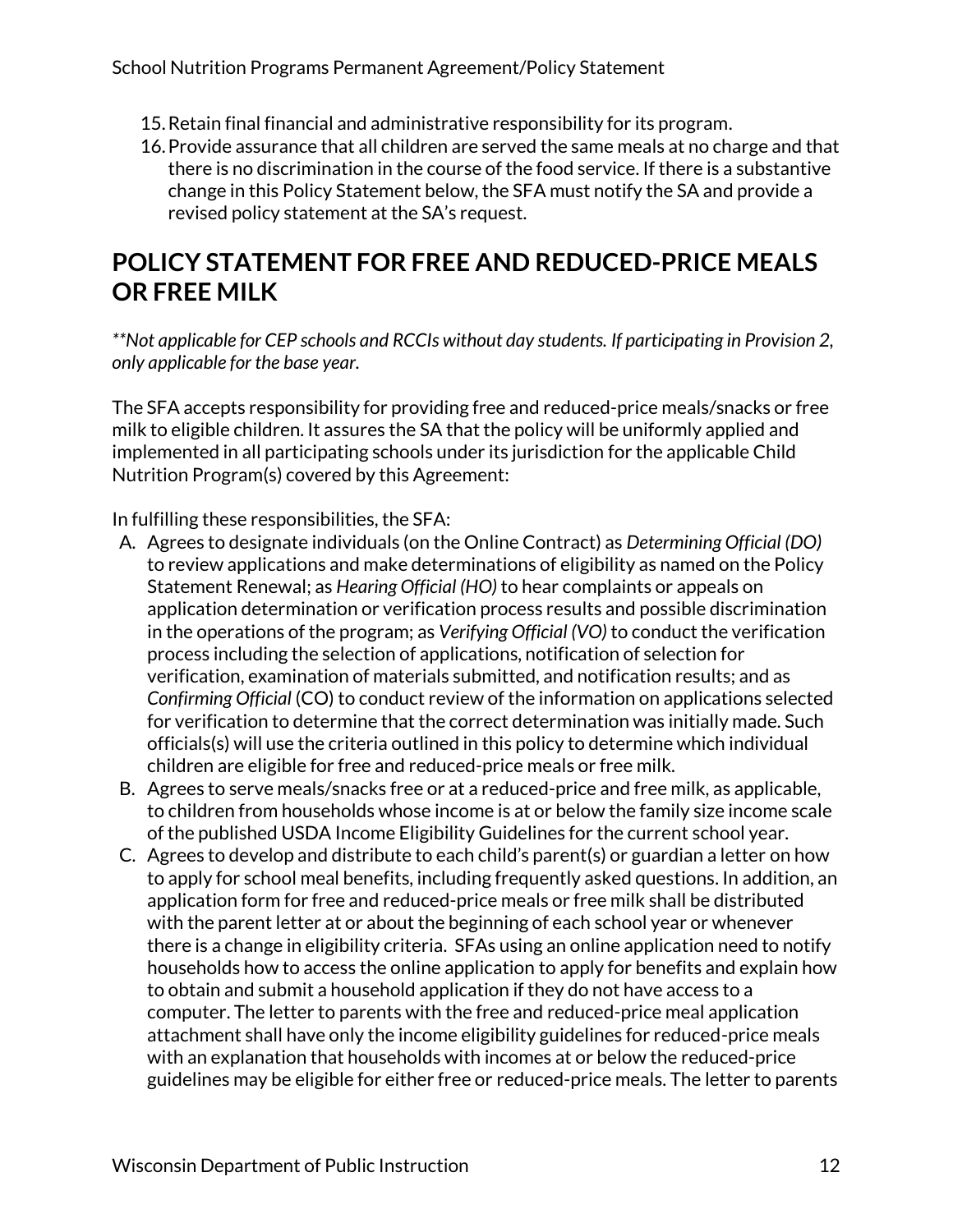15. Retain final financial and administrative responsibility for its program.
16. Provide assurance that all children are served the same meals at no charge and that there is no discrimination in the course of the food service. If there is a substantive change in this Policy Statement below, the SFA must notify the SA and provide a revised policy statement at the SA's request.

## POLICY STATEMENT FOR FREE AND REDUCED-PRICE MEALS OR FREE MILK

*\*\*Not applicable for CEP schools and RCCIs without day students. If participating in Provision 2, only applicable for the base year.*

The SFA accepts responsibility for providing free and reduced-price meals/snacks or free milk to eligible children. It assures the SA that the policy will be uniformly applied and implemented in all participating schools under its jurisdiction for the applicable Child Nutrition Program(s) covered by this Agreement:

In fulfilling these responsibilities, the SFA:

A. Agrees to designate individuals (on the Online Contract) as *Determining Official (DO)* to review applications and make determinations of eligibility as named on the Policy Statement Renewal; as *Hearing Official (HO)* to hear complaints or appeals on application determination or verification process results and possible discrimination in the operations of the program; as *Verifying Official (VO)* to conduct the verification process including the selection of applications, notification of selection for verification, examination of materials submitted, and notification results; and as *Confirming Official* (CO) to conduct review of the information on applications selected for verification to determine that the correct determination was initially made. Such officials(s) will use the criteria outlined in this policy to determine which individual children are eligible for free and reduced-price meals or free milk.
B. Agrees to serve meals/snacks free or at a reduced-price and free milk, as applicable, to children from households whose income is at or below the family size income scale of the published USDA Income Eligibility Guidelines for the current school year.
C. Agrees to develop and distribute to each child's parent(s) or guardian a letter on how to apply for school meal benefits, including frequently asked questions. In addition, an application form for free and reduced-price meals or free milk shall be distributed with the parent letter at or about the beginning of each school year or whenever there is a change in eligibility criteria. SFAs using an online application need to notify households how to access the online application to apply for benefits and explain how to obtain and submit a household application if they do not have access to a computer. The letter to parents with the free and reduced-price meal application attachment shall have only the income eligibility guidelines for reduced-price meals with an explanation that households with incomes at or below the reduced-price guidelines may be eligible for either free or reduced-price meals. The letter to parents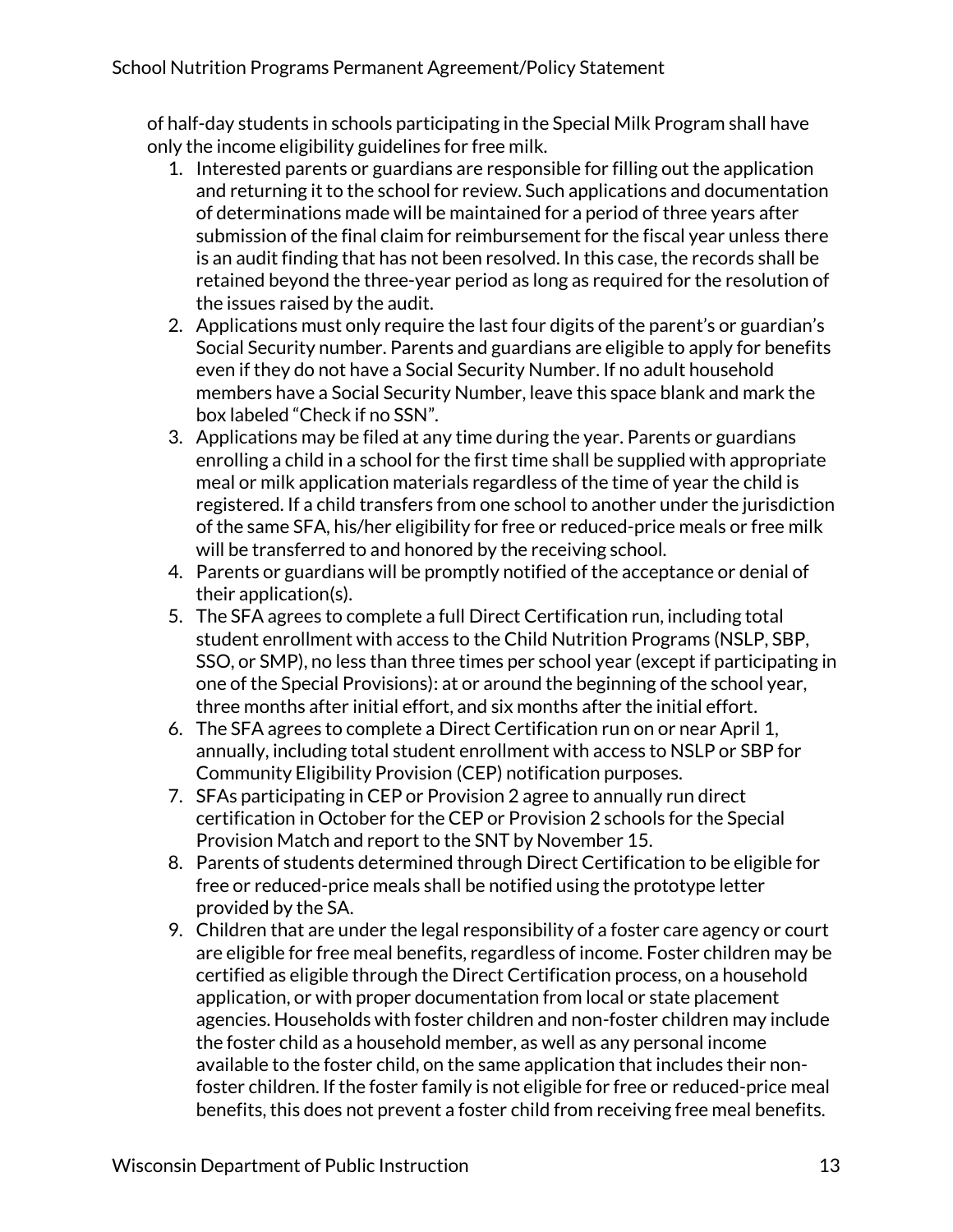of half-day students in schools participating in the Special Milk Program shall have only the income eligibility guidelines for free milk.

1. Interested parents or guardians are responsible for filling out the application and returning it to the school for review. Such applications and documentation of determinations made will be maintained for a period of three years after submission of the final claim for reimbursement for the fiscal year unless there is an audit finding that has not been resolved. In this case, the records shall be retained beyond the three-year period as long as required for the resolution of the issues raised by the audit.
2. Applications must only require the last four digits of the parent's or guardian's Social Security number. Parents and guardians are eligible to apply for benefits even if they do not have a Social Security Number. If no adult household members have a Social Security Number, leave this space blank and mark the box labeled "Check if no SSN".
3. Applications may be filed at any time during the year. Parents or guardians enrolling a child in a school for the first time shall be supplied with appropriate meal or milk application materials regardless of the time of year the child is registered. If a child transfers from one school to another under the jurisdiction of the same SFA, his/her eligibility for free or reduced-price meals or free milk will be transferred to and honored by the receiving school.
4. Parents or guardians will be promptly notified of the acceptance or denial of their application(s).
5. The SFA agrees to complete a full Direct Certification run, including total student enrollment with access to the Child Nutrition Programs (NSLP, SBP, SSO, or SMP), no less than three times per school year (except if participating in one of the Special Provisions): at or around the beginning of the school year, three months after initial effort, and six months after the initial effort.
6. The SFA agrees to complete a Direct Certification run on or near April 1, annually, including total student enrollment with access to NSLP or SBP for Community Eligibility Provision (CEP) notification purposes.
7. SFAs participating in CEP or Provision 2 agree to annually run direct certification in October for the CEP or Provision 2 schools for the Special Provision Match and report to the SNT by November 15.
8. Parents of students determined through Direct Certification to be eligible for free or reduced-price meals shall be notified using the prototype letter provided by the SA.
9. Children that are under the legal responsibility of a foster care agency or court are eligible for free meal benefits, regardless of income. Foster children may be certified as eligible through the Direct Certification process, on a household application, or with proper documentation from local or state placement agencies. Households with foster children and non-foster children may include the foster child as a household member, as well as any personal income available to the foster child, on the same application that includes their non-foster children. If the foster family is not eligible for free or reduced-price meal benefits, this does not prevent a foster child from receiving free meal benefits.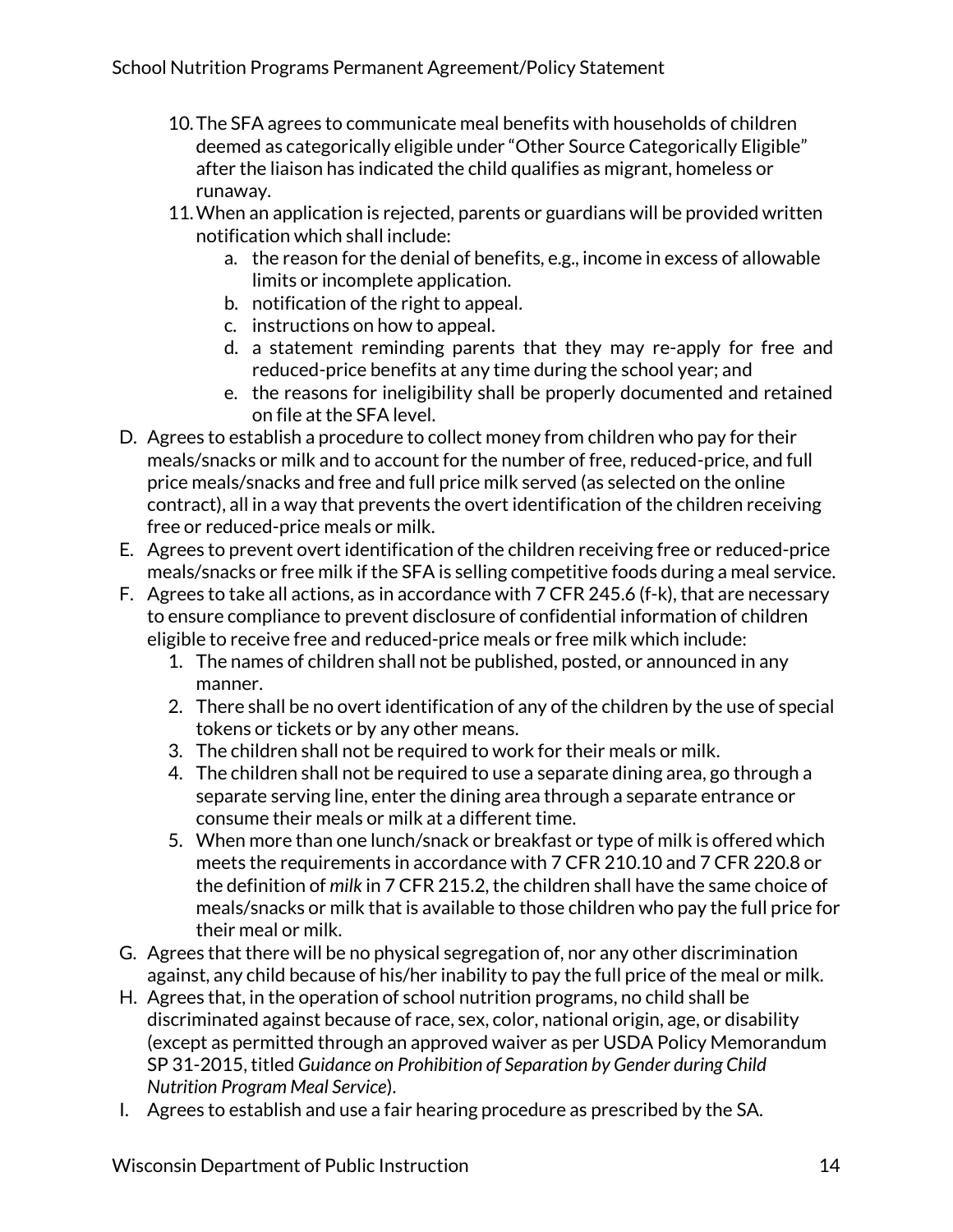10. The SFA agrees to communicate meal benefits with households of children deemed as categorically eligible under "Other Source Categorically Eligible" after the liaison has indicated the child qualifies as migrant, homeless or runaway.
11. When an application is rejected, parents or guardians will be provided written notification which shall include:
    a. the reason for the denial of benefits, e.g., income in excess of allowable limits or incomplete application.
    b. notification of the right to appeal.
    c. instructions on how to appeal.
    d. a statement reminding parents that they may re-apply for free and reduced-price benefits at any time during the school year; and
    e. the reasons for ineligibility shall be properly documented and retained on file at the SFA level.

D. Agrees to establish a procedure to collect money from children who pay for their meals/snacks or milk and to account for the number of free, reduced-price, and full price meals/snacks and free and full price milk served (as selected on the online contract), all in a way that prevents the overt identification of the children receiving free or reduced-price meals or milk.

E. Agrees to prevent overt identification of the children receiving free or reduced-price meals/snacks or free milk if the SFA is selling competitive foods during a meal service.

F. Agrees to take all actions, as in accordance with 7 CFR 245.6 (f-k), that are necessary to ensure compliance to prevent disclosure of confidential information of children eligible to receive free and reduced-price meals or free milk which include:
   1. The names of children shall not be published, posted, or announced in any manner.
   2. There shall be no overt identification of any of the children by the use of special tokens or tickets or by any other means.
   3. The children shall not be required to work for their meals or milk.
   4. The children shall not be required to use a separate dining area, go through a separate serving line, enter the dining area through a separate entrance or consume their meals or milk at a different time.
   5. When more than one lunch/snack or breakfast or type of milk is offered which meets the requirements in accordance with 7 CFR 210.10 and 7 CFR 220.8 or the definition of *milk* in 7 CFR 215.2, the children shall have the same choice of meals/snacks or milk that is available to those children who pay the full price for their meal or milk.

G. Agrees that there will be no physical segregation of, nor any other discrimination against, any child because of his/her inability to pay the full price of the meal or milk.

H. Agrees that, in the operation of school nutrition programs, no child shall be discriminated against because of race, sex, color, national origin, age, or disability (except as permitted through an approved waiver as per USDA Policy Memorandum SP 31-2015, titled *Guidance on Prohibition of Separation by Gender during Child Nutrition Program Meal Service*).

I. Agrees to establish and use a fair hearing procedure as prescribed by the SA.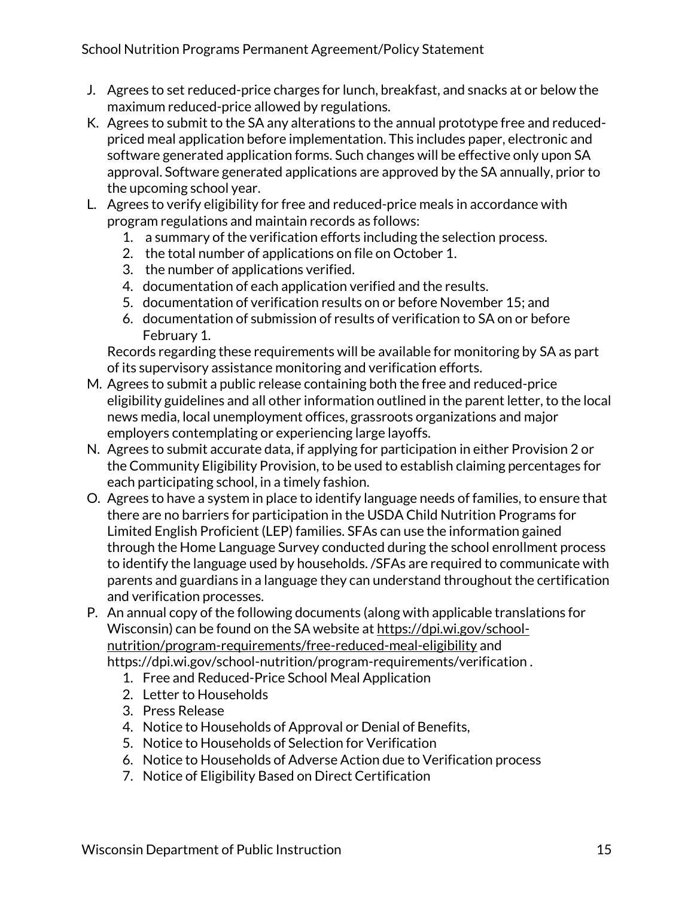J. Agrees to set reduced-price charges for lunch, breakfast, and snacks at or below the maximum reduced-price allowed by regulations.
K. Agrees to submit to the SA any alterations to the annual prototype free and reduced-priced meal application before implementation. This includes paper, electronic and software generated application forms. Such changes will be effective only upon SA approval. Software generated applications are approved by the SA annually, prior to the upcoming school year.
L. Agrees to verify eligibility for free and reduced-price meals in accordance with program regulations and maintain records as follows:
   1. a summary of the verification efforts including the selection process.
   2. the total number of applications on file on October 1.
   3. the number of applications verified.
   4. documentation of each application verified and the results.
   5. documentation of verification results on or before November 15; and
   6. documentation of submission of results of verification to SA on or before February 1.

   Records regarding these requirements will be available for monitoring by SA as part of its supervisory assistance monitoring and verification efforts.
M. Agrees to submit a public release containing both the free and reduced-price eligibility guidelines and all other information outlined in the parent letter, to the local news media, local unemployment offices, grassroots organizations and major employers contemplating or experiencing large layoffs.
N. Agrees to submit accurate data, if applying for participation in either Provision 2 or the Community Eligibility Provision, to be used to establish claiming percentages for each participating school, in a timely fashion.
O. Agrees to have a system in place to identify language needs of families, to ensure that there are no barriers for participation in the USDA Child Nutrition Programs for Limited English Proficient (LEP) families. SFAs can use the information gained through the Home Language Survey conducted during the school enrollment process to identify the language used by households. /SFAs are required to communicate with parents and guardians in a language they can understand throughout the certification and verification processes.
P. An annual copy of the following documents (along with applicable translations for Wisconsin) can be found on the SA website at https://dpi.wi.gov/school-nutrition/program-requirements/free-reduced-meal-eligibility and https://dpi.wi.gov/school-nutrition/program-requirements/verification .
   1. Free and Reduced-Price School Meal Application
   2. Letter to Households
   3. Press Release
   4. Notice to Households of Approval or Denial of Benefits,
   5. Notice to Households of Selection for Verification
   6. Notice to Households of Adverse Action due to Verification process
   7. Notice of Eligibility Based on Direct Certification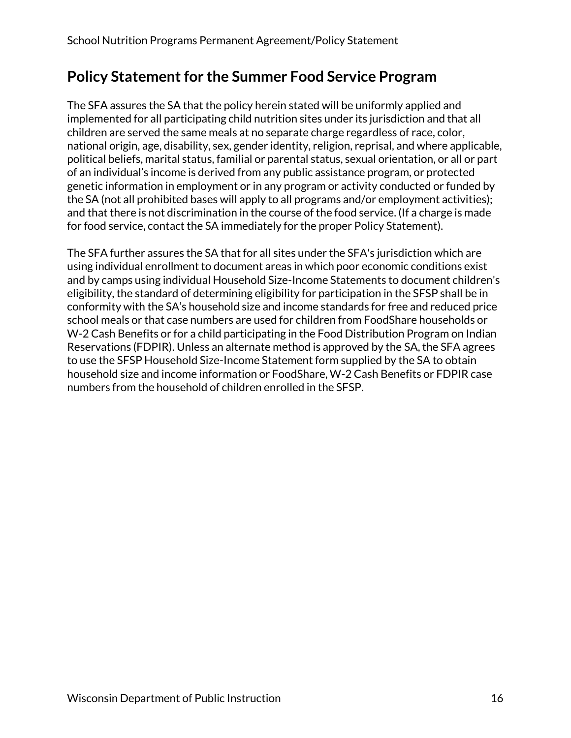## Policy Statement for the Summer Food Service Program

The SFA assures the SA that the policy herein stated will be uniformly applied and implemented for all participating child nutrition sites under its jurisdiction and that all children are served the same meals at no separate charge regardless of race, color, national origin, age, disability, sex, gender identity, religion, reprisal, and where applicable, political beliefs, marital status, familial or parental status, sexual orientation, or all or part of an individual's income is derived from any public assistance program, or protected genetic information in employment or in any program or activity conducted or funded by the SA (not all prohibited bases will apply to all programs and/or employment activities); and that there is not discrimination in the course of the food service. (If a charge is made for food service, contact the SA immediately for the proper Policy Statement).

The SFA further assures the SA that for all sites under the SFA's jurisdiction which are using individual enrollment to document areas in which poor economic conditions exist and by camps using individual Household Size-Income Statements to document children's eligibility, the standard of determining eligibility for participation in the SFSP shall be in conformity with the SA's household size and income standards for free and reduced price school meals or that case numbers are used for children from FoodShare households or W-2 Cash Benefits or for a child participating in the Food Distribution Program on Indian Reservations (FDPIR). Unless an alternate method is approved by the SA, the SFA agrees to use the SFSP Household Size-Income Statement form supplied by the SA to obtain household size and income information or FoodShare, W-2 Cash Benefits or FDPIR case numbers from the household of children enrolled in the SFSP.